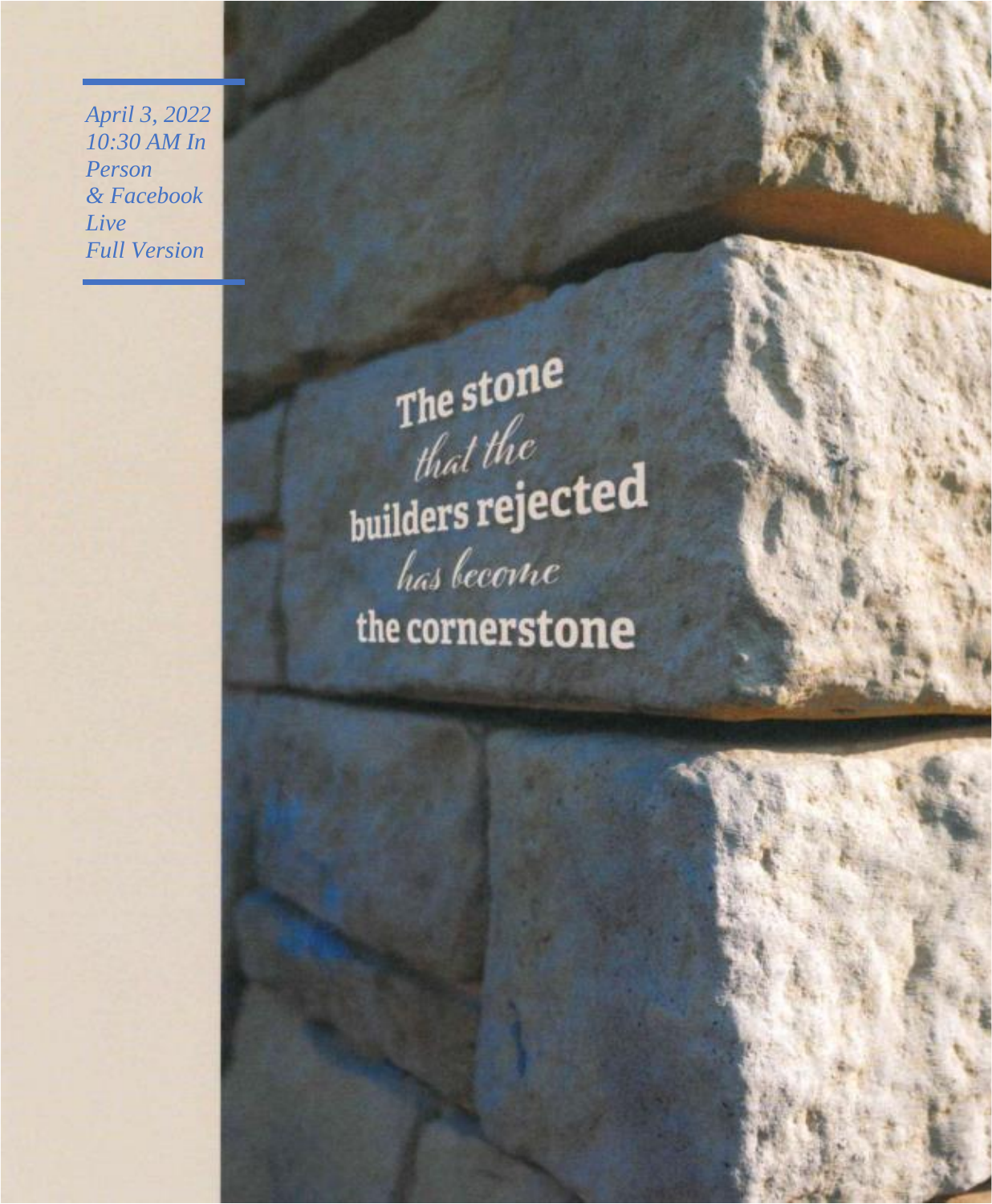*April 3, 2022*
*10:30 AM In Person*
*& Facebook Live*
*Full Version*

The stone *that the* builders rejected *has become* the cornerstone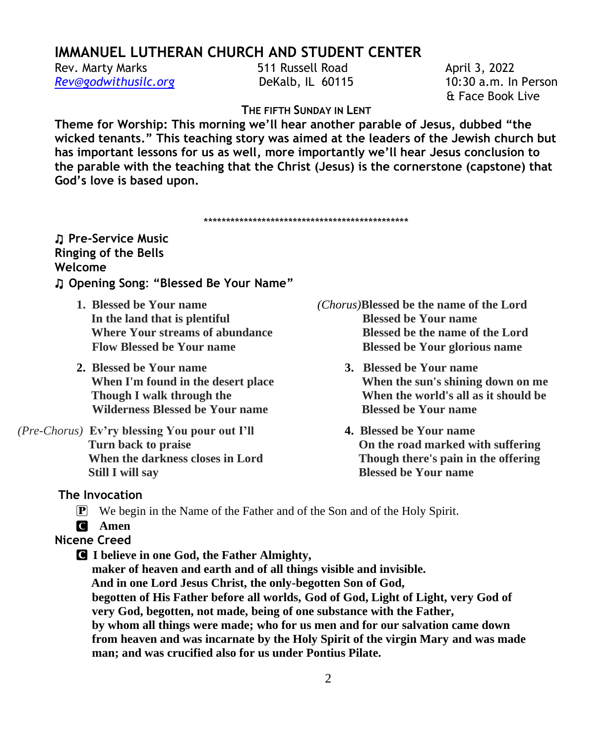# IMMANUEL LUTHERAN CHURCH AND STUDENT CENTER

Rev. Marty Marks
Rev@godwithusilc.org

511 Russell Road
DeKalb, IL 60115

April 3, 2022
10:30 a.m. In Person
& Face Book Live

### THE FIFTH SUNDAY IN LENT

**Theme for Worship: This morning we'll hear another parable of Jesus, dubbed "the wicked tenants." This teaching story was aimed at the leaders of the Jewish church but has important lessons for us as well, more importantly we'll hear Jesus conclusion to the parable with the teaching that the Christ (Jesus) is the cornerstone (capstone) that God's love is based upon.**

\*\*\*\*\*\*\*\*\*\*\*\*\*\*\*\*\*\*\*\*\*\*\*\*\*\*\*\*\*\*\*\*\*\*\*\*\*\*\*\*\*\*\*\*\*\*\*

**♫ Pre-Service Music**
**Ringing of the Bells**
**Welcome**
**♫ Opening Song: "Blessed Be Your Name"**

1. **Blessed be Your name**
   **In the land that is plentiful**
   **Where Your streams of abundance**
   **Flow Blessed be Your name**

2. **Blessed be Your name**
   **When I'm found in the desert place**
   **Though I walk through the**
   **Wilderness Blessed be Your name**

*(Pre-Chorus)* **Ev'ry blessing You pour out I'll**
**Turn back to praise**
**When the darkness closes in Lord**
**Still I will say**

*(Chorus)* **Blessed be the name of the Lord**
**Blessed be Your name**
**Blessed be the name of the Lord**
**Blessed be Your glorious name**

3. **Blessed be Your name**
   **When the sun's shining down on me**
   **When the world's all as it should be**
   **Blessed be Your name**

4. **Blessed be Your name**
   **On the road marked with suffering**
   **Though there's pain in the offering**
   **Blessed be Your name**

**The Invocation**

P We begin in the Name of the Father and of the Son and of the Holy Spirit.

C **Amen**

**Nicene Creed**

C **I believe in one God, the Father Almighty,**
**maker of heaven and earth and of all things visible and invisible.**
**And in one Lord Jesus Christ, the only-begotten Son of God,**
**begotten of His Father before all worlds, God of God, Light of Light, very God of very God, begotten, not made, being of one substance with the Father,**
**by whom all things were made; who for us men and for our salvation came down from heaven and was incarnate by the Holy Spirit of the virgin Mary and was made man; and was crucified also for us under Pontius Pilate.**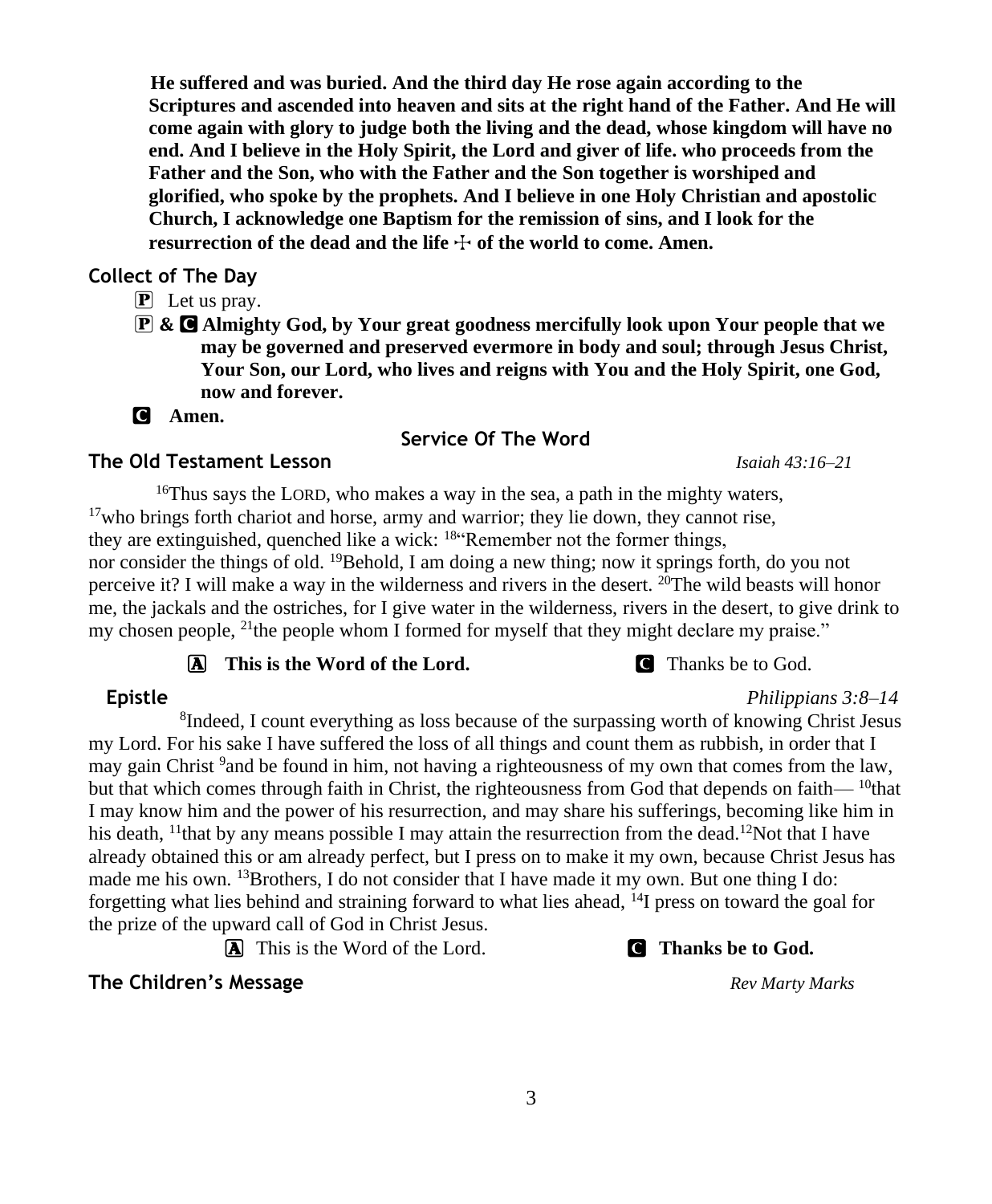**He suffered and was buried. And the third day He rose again according to the Scriptures and ascended into heaven and sits at the right hand of the Father. And He will come again with glory to judge both the living and the dead, whose kingdom will have no end. And I believe in the Holy Spirit, the Lord and giver of life. who proceeds from the Father and the Son, who with the Father and the Son together is worshiped and glorified, who spoke by the prophets. And I believe in one Holy Christian and apostolic Church, I acknowledge one Baptism for the remission of sins, and I look for the resurrection of the dead and the life ☩ of the world to come. Amen.**

## Collect of The Day

P Let us pray.

P & C **Almighty God, by Your great goodness mercifully look upon Your people that we may be governed and preserved evermore in body and soul; through Jesus Christ, Your Son, our Lord, who lives and reigns with You and the Holy Spirit, one God, now and forever.**

C **Amen.**

## Service Of The Word

## The Old Testament Lesson *Isaiah 43:16–21*

[16]Thus says the LORD, who makes a way in the sea, a path in the mighty waters, [17]who brings forth chariot and horse, army and warrior; they lie down, they cannot rise, they are extinguished, quenched like a wick: [18]"Remember not the former things, nor consider the things of old. [19]Behold, I am doing a new thing; now it springs forth, do you not perceive it? I will make a way in the wilderness and rivers in the desert. [20]The wild beasts will honor me, the jackals and the ostriches, for I give water in the wilderness, rivers in the desert, to give drink to my chosen people, [21]the people whom I formed for myself that they might declare my praise."

A **This is the Word of the Lord.** C Thanks be to God.

## Epistle *Philippians 3:8–14*

[8]Indeed, I count everything as loss because of the surpassing worth of knowing Christ Jesus my Lord. For his sake I have suffered the loss of all things and count them as rubbish, in order that I may gain Christ [9]and be found in him, not having a righteousness of my own that comes from the law, but that which comes through faith in Christ, the righteousness from God that depends on faith— [10]that I may know him and the power of his resurrection, and may share his sufferings, becoming like him in his death, [11]that by any means possible I may attain the resurrection from the dead.[12]Not that I have already obtained this or am already perfect, but I press on to make it my own, because Christ Jesus has made me his own. [13]Brothers, I do not consider that I have made it my own. But one thing I do: forgetting what lies behind and straining forward to what lies ahead, [14]I press on toward the goal for the prize of the upward call of God in Christ Jesus.

A This is the Word of the Lord. C **Thanks be to God.**

## The Children's Message *Rev Marty Marks*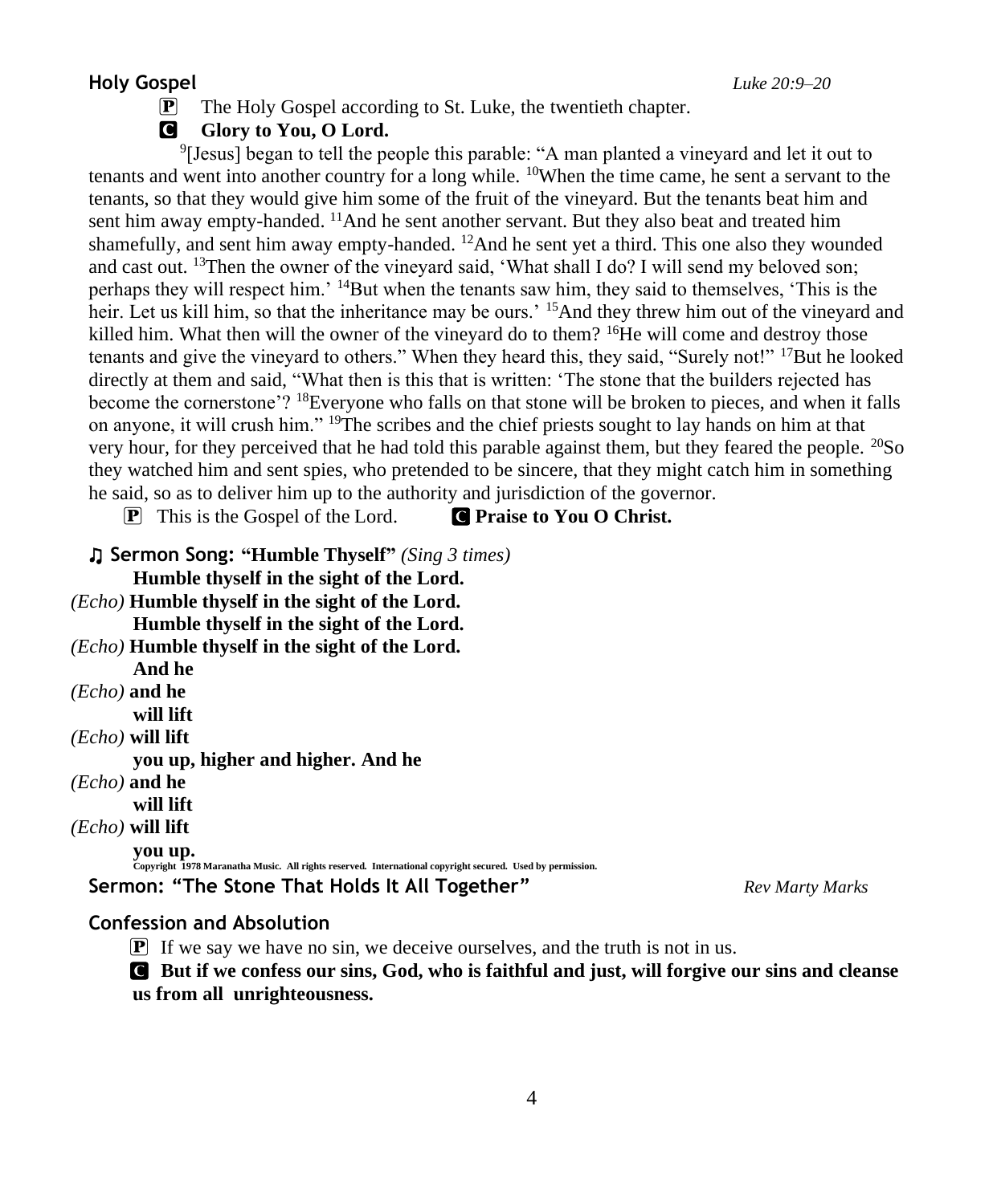**Holy Gospel** *Luke 20:9–20*

P The Holy Gospel according to St. Luke, the twentieth chapter.

C **Glory to You, O Lord.**

[9][Jesus] began to tell the people this parable: "A man planted a vineyard and let it out to tenants and went into another country for a long while. [10]When the time came, he sent a servant to the tenants, so that they would give him some of the fruit of the vineyard. But the tenants beat him and sent him away empty-handed. [11]And he sent another servant. But they also beat and treated him shamefully, and sent him away empty-handed. [12]And he sent yet a third. This one also they wounded and cast out. [13]Then the owner of the vineyard said, 'What shall I do? I will send my beloved son; perhaps they will respect him.' [14]But when the tenants saw him, they said to themselves, 'This is the heir. Let us kill him, so that the inheritance may be ours.' [15]And they threw him out of the vineyard and killed him. What then will the owner of the vineyard do to them? [16]He will come and destroy those tenants and give the vineyard to others." When they heard this, they said, "Surely not!" [17]But he looked directly at them and said, "What then is this that is written: 'The stone that the builders rejected has become the cornerstone'? [18]Everyone who falls on that stone will be broken to pieces, and when it falls on anyone, it will crush him." [19]The scribes and the chief priests sought to lay hands on him at that very hour, for they perceived that he had told this parable against them, but they feared the people. [20]So they watched him and sent spies, who pretended to be sincere, that they might catch him in something he said, so as to deliver him up to the authority and jurisdiction of the governor.

P This is the Gospel of the Lord. C **Praise to You O Christ.**

♫ **Sermon Song: "Humble Thyself"** *(Sing 3 times)*

**Humble thyself in the sight of the Lord.**
*(Echo)* **Humble thyself in the sight of the Lord.**
**Humble thyself in the sight of the Lord.**
*(Echo)* **Humble thyself in the sight of the Lord.**
**And he**
*(Echo)* **and he**
**will lift**
*(Echo)* **will lift**
**you up, higher and higher. And he**
*(Echo)* **and he**
**will lift**
*(Echo)* **will lift**
**you up.**

Copyright 1978 Maranatha Music. All rights reserved. International copyright secured. Used by permission.

**Sermon: "The Stone That Holds It All Together"** *Rev Marty Marks*

**Confession and Absolution**

P If we say we have no sin, we deceive ourselves, and the truth is not in us.

C **But if we confess our sins, God, who is faithful and just, will forgive our sins and cleanse us from all unrighteousness.**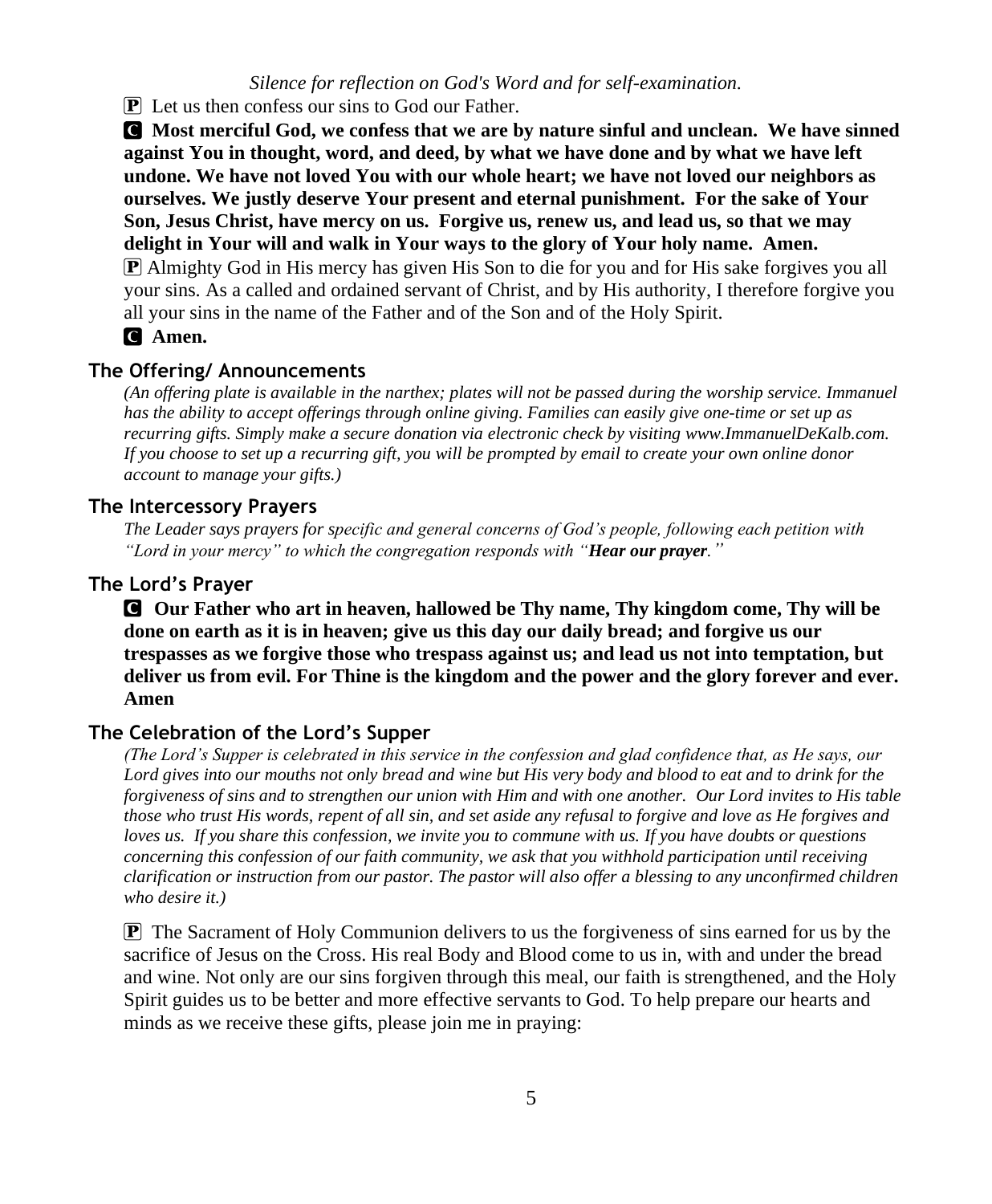*Silence for reflection on God's Word and for self-examination.*

P Let us then confess our sins to God our Father.

C **Most merciful God, we confess that we are by nature sinful and unclean. We have sinned against You in thought, word, and deed, by what we have done and by what we have left undone. We have not loved You with our whole heart; we have not loved our neighbors as ourselves. We justly deserve Your present and eternal punishment. For the sake of Your Son, Jesus Christ, have mercy on us. Forgive us, renew us, and lead us, so that we may delight in Your will and walk in Your ways to the glory of Your holy name. Amen.**

P Almighty God in His mercy has given His Son to die for you and for His sake forgives you all your sins. As a called and ordained servant of Christ, and by His authority, I therefore forgive you all your sins in the name of the Father and of the Son and of the Holy Spirit.

C **Amen.**

## The Offering/ Announcements

*(An offering plate is available in the narthex; plates will not be passed during the worship service. Immanuel has the ability to accept offerings through online giving. Families can easily give one-time or set up as recurring gifts. Simply make a secure donation via electronic check by visiting www.ImmanuelDeKalb.com. If you choose to set up a recurring gift, you will be prompted by email to create your own online donor account to manage your gifts.)*

## The Intercessory Prayers

*The Leader says prayers for specific and general concerns of God's people, following each petition with "Lord in your mercy" to which the congregation responds with "**Hear our prayer**."*

## The Lord's Prayer

C **Our Father who art in heaven, hallowed be Thy name, Thy kingdom come, Thy will be done on earth as it is in heaven; give us this day our daily bread; and forgive us our trespasses as we forgive those who trespass against us; and lead us not into temptation, but deliver us from evil. For Thine is the kingdom and the power and the glory forever and ever. Amen**

## The Celebration of the Lord's Supper

*(The Lord's Supper is celebrated in this service in the confession and glad confidence that, as He says, our Lord gives into our mouths not only bread and wine but His very body and blood to eat and to drink for the forgiveness of sins and to strengthen our union with Him and with one another. Our Lord invites to His table those who trust His words, repent of all sin, and set aside any refusal to forgive and love as He forgives and loves us. If you share this confession, we invite you to commune with us. If you have doubts or questions concerning this confession of our faith community, we ask that you withhold participation until receiving clarification or instruction from our pastor. The pastor will also offer a blessing to any unconfirmed children who desire it.)*

P The Sacrament of Holy Communion delivers to us the forgiveness of sins earned for us by the sacrifice of Jesus on the Cross. His real Body and Blood come to us in, with and under the bread and wine. Not only are our sins forgiven through this meal, our faith is strengthened, and the Holy Spirit guides us to be better and more effective servants to God. To help prepare our hearts and minds as we receive these gifts, please join me in praying: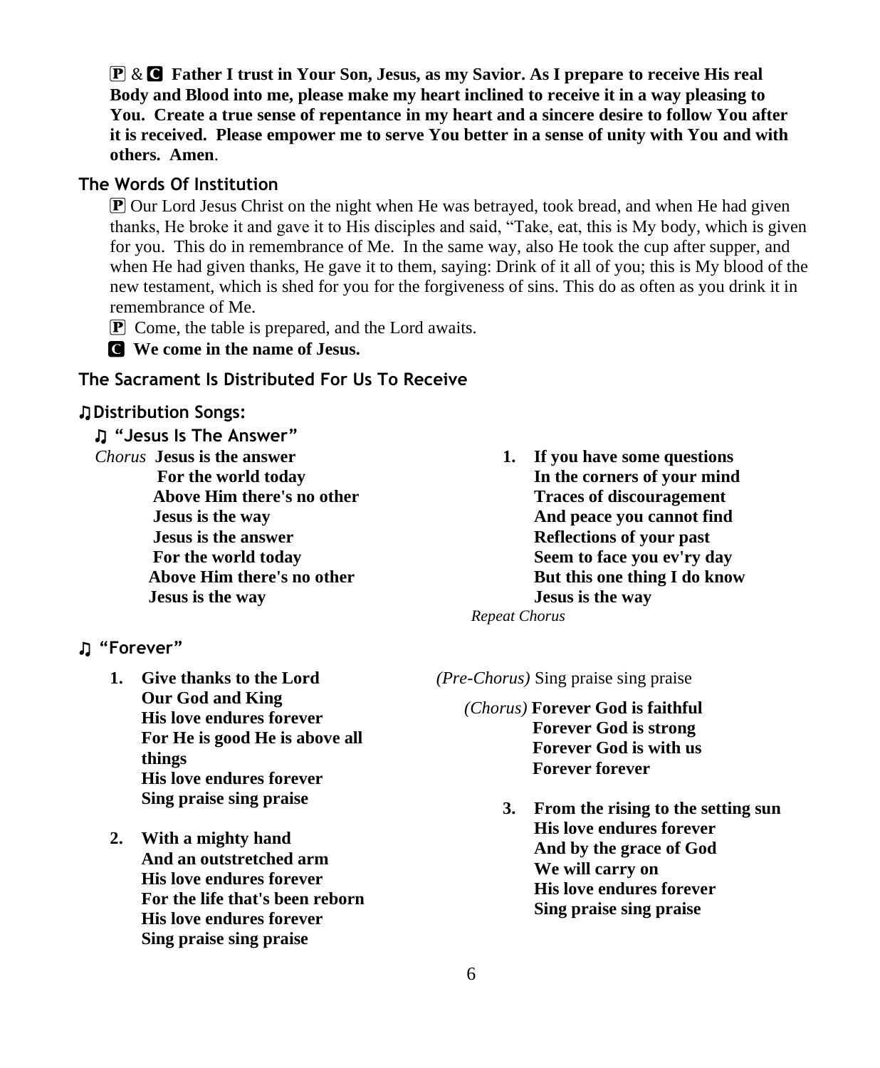**P** & **C** **Father I trust in Your Son, Jesus, as my Savior. As I prepare to receive His real Body and Blood into me, please make my heart inclined to receive it in a way pleasing to You. Create a true sense of repentance in my heart and a sincere desire to follow You after it is received. Please empower me to serve You better in a sense of unity with You and with others. Amen**.

### The Words Of Institution

**P** Our Lord Jesus Christ on the night when He was betrayed, took bread, and when He had given thanks, He broke it and gave it to His disciples and said, "Take, eat, this is My body, which is given for you. This do in remembrance of Me. In the same way, also He took the cup after supper, and when He had given thanks, He gave it to them, saying: Drink of it all of you; this is My blood of the new testament, which is shed for you for the forgiveness of sins. This do as often as you drink it in remembrance of Me.

**P** Come, the table is prepared, and the Lord awaits.

**C** **We come in the name of Jesus.**

### The Sacrament Is Distributed For Us To Receive

### ♫Distribution Songs:

#### ♫ "Jesus Is The Answer"

*Chorus* **Jesus is the answer**
**For the world today**
**Above Him there's no other**
**Jesus is the way**
**Jesus is the answer**
**For the world today**
**Above Him there's no other**
**Jesus is the way**

1. **If you have some questions**
   **In the corners of your mind**
   **Traces of discouragement**
   **And peace you cannot find**
   **Reflections of your past**
   **Seem to face you ev'ry day**
   **But this one thing I do know**
   **Jesus is the way**

*Repeat Chorus*

#### ♫ "Forever"

1. **Give thanks to the Lord**
   **Our God and King**
   **His love endures forever**
   **For He is good He is above all things**
   **His love endures forever**
   **Sing praise sing praise**

2. **With a mighty hand**
   **And an outstretched arm**
   **His love endures forever**
   **For the life that's been reborn**
   **His love endures forever**
   **Sing praise sing praise**

*(Pre-Chorus)* Sing praise sing praise

*(Chorus)* **Forever God is faithful**
**Forever God is strong**
**Forever God is with us**
**Forever forever**

3. **From the rising to the setting sun**
   **His love endures forever**
   **And by the grace of God**
   **We will carry on**
   **His love endures forever**
   **Sing praise sing praise**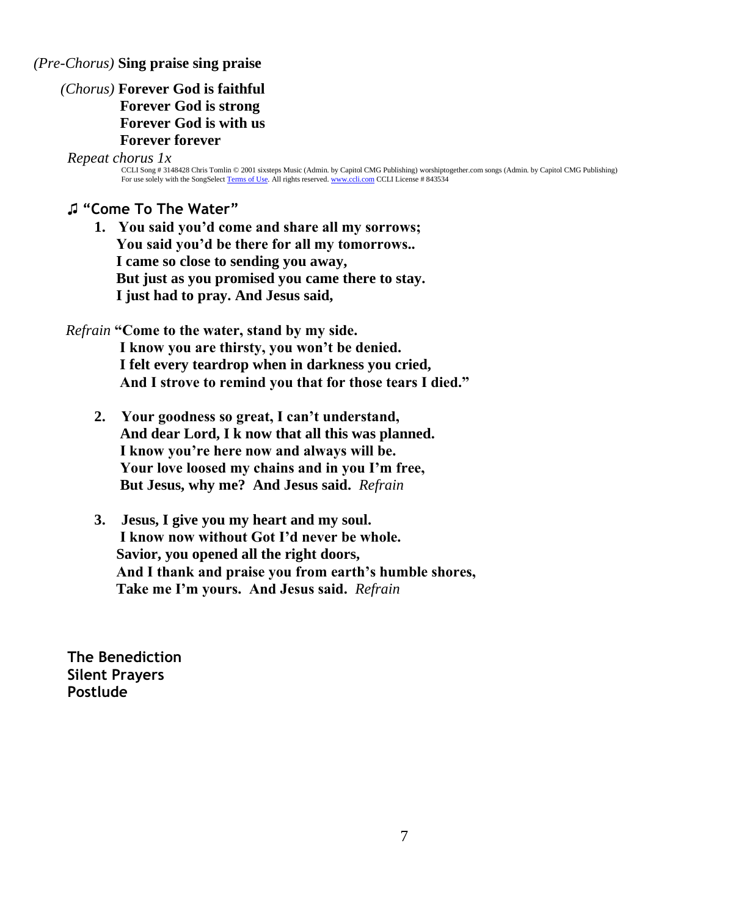*(Pre-Chorus)* **Sing praise sing praise**

*(Chorus)* **Forever God is faithful**
**Forever God is strong**
**Forever God is with us**
**Forever forever**

*Repeat chorus 1x*

CCLI Song # 3148428 Chris Tomlin © 2001 sixsteps Music (Admin. by Capitol CMG Publishing) worshiptogether.com songs (Admin. by Capitol CMG Publishing)
For use solely with the SongSelect Terms of Use. All rights reserved. www.ccli.com CCLI License # 843534

## ♫ "Come To The Water"

1. **You said you'd come and share all my sorrows;**
   **You said you'd be there for all my tomorrows..**
   **I came so close to sending you away,**
   **But just as you promised you came there to stay.**
   **I just had to pray. And Jesus said,**

*Refrain* **"Come to the water, stand by my side.**
**I know you are thirsty, you won't be denied.**
**I felt every teardrop when in darkness you cried,**
**And I strove to remind you that for those tears I died."**

2. **Your goodness so great, I can't understand,**
   **And dear Lord, I k now that all this was planned.**
   **I know you're here now and always will be.**
   **Your love loosed my chains and in you I'm free,**
   **But Jesus, why me? And Jesus said.** *Refrain*

3. **Jesus, I give you my heart and my soul.**
   **I know now without Got I'd never be whole.**
   **Savior, you opened all the right doors,**
   **And I thank and praise you from earth's humble shores,**
   **Take me I'm yours. And Jesus said.** *Refrain*

**The Benediction**
**Silent Prayers**
**Postlude**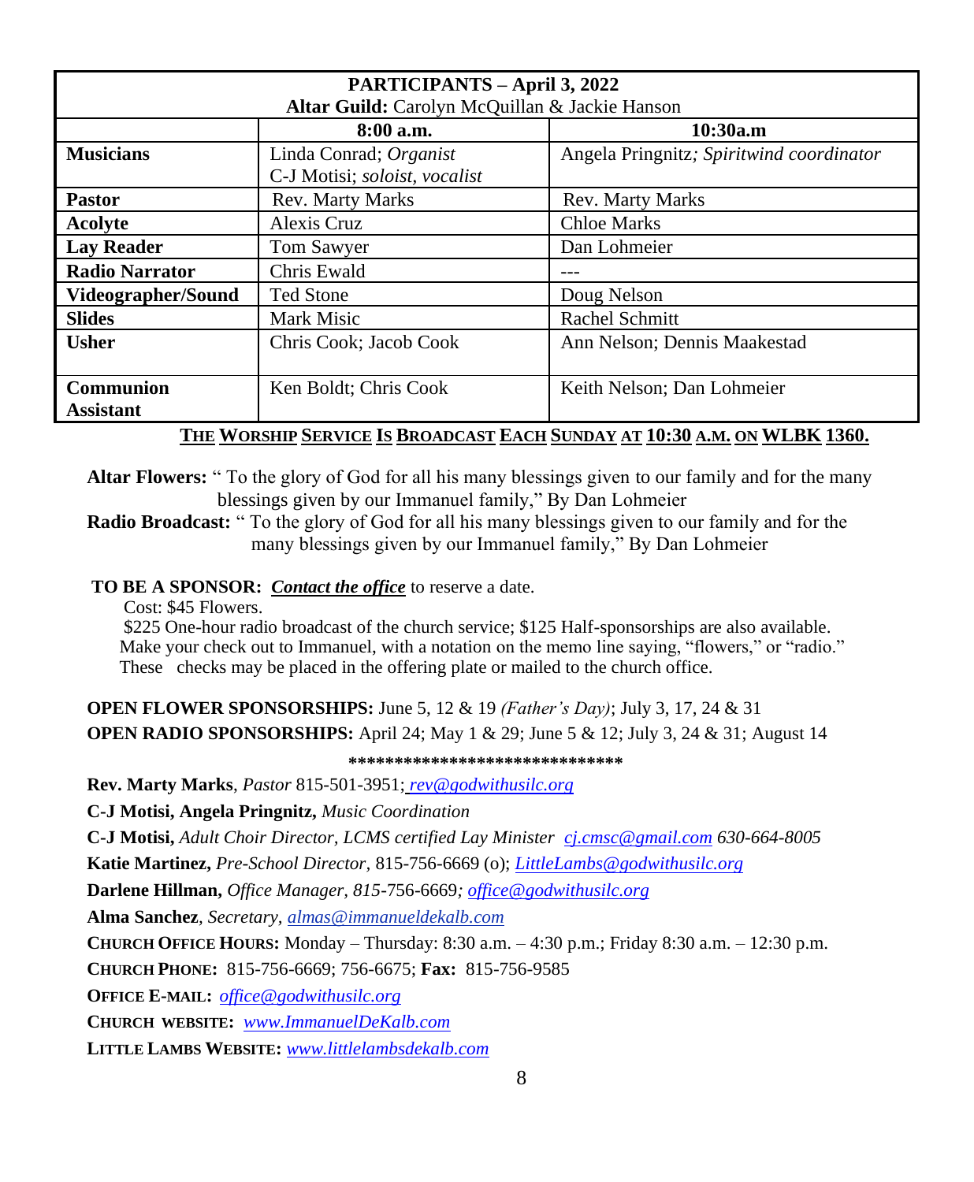| PARTICIPANTS – April 3, 2022<br>**Altar Guild:** Carolyn McQuillan & Jackie Hanson | | |
|---|---|---|
| | **8:00 a.m.** | **10:30a.m** |
| **Musicians** | Linda Conrad; *Organist*<br>C-J Motisi; *soloist, vocalist* | Angela Pringnitz*; Spiritwind coordinator* |
| **Pastor** | Rev. Marty Marks | Rev. Marty Marks |
| **Acolyte** | Alexis Cruz | Chloe Marks |
| **Lay Reader** | Tom Sawyer | Dan Lohmeier |
| **Radio Narrator** | Chris Ewald | --- |
| **Videographer/Sound** | Ted Stone | Doug Nelson |
| **Slides** | Mark Misic | Rachel Schmitt |
| **Usher** | Chris Cook; Jacob Cook | Ann Nelson; Dennis Maakestad |
| **Communion Assistant** | Ken Boldt; Chris Cook | Keith Nelson; Dan Lohmeier |

**THE WORSHIP SERVICE IS BROADCAST EACH SUNDAY AT 10:30 A.M. ON WLBK 1360.**

**Altar Flowers:** " To the glory of God for all his many blessings given to our family and for the many blessings given by our Immanuel family," By Dan Lohmeier

**Radio Broadcast:** " To the glory of God for all his many blessings given to our family and for the many blessings given by our Immanuel family," By Dan Lohmeier

**TO BE A SPONSOR:** ***Contact the office*** to reserve a date.

Cost: $45 Flowers.

$225 One-hour radio broadcast of the church service; $125 Half-sponsorships are also available. Make your check out to Immanuel, with a notation on the memo line saying, "flowers," or "radio." These checks may be placed in the offering plate or mailed to the church office.

**OPEN FLOWER SPONSORSHIPS:** June 5, 12 & 19 *(Father's Day)*; July 3, 17, 24 & 31

**OPEN RADIO SPONSORSHIPS:** April 24; May 1 & 29; June 5 & 12; July 3, 24 & 31; August 14

******************************

**Rev. Marty Marks**, *Pastor* 815-501-3951; *rev@godwithusilc.org*

**C-J Motisi, Angela Pringnitz,** *Music Coordination*

**C-J Motisi,** *Adult Choir Director, LCMS certified Lay Minister cj.cmsc@gmail.com 630-664-8005*

**Katie Martinez,** *Pre-School Director,* 815-756-6669 (o); *LittleLambs@godwithusilc.org*

**Darlene Hillman,** *Office Manager, 815-*756-6669*; office@godwithusilc.org*

**Alma Sanchez**, *Secretary, almas@immanueldekalb.com*

**CHURCH OFFICE HOURS:** Monday – Thursday: 8:30 a.m. – 4:30 p.m.; Friday 8:30 a.m. – 12:30 p.m.

**CHURCH PHONE:** 815-756-6669; 756-6675; **Fax:** 815-756-9585

**OFFICE E-MAIL:** *office@godwithusilc.org*

**CHURCH WEBSITE:** *www.ImmanuelDeKalb.com*

**LITTLE LAMBS WEBSITE:** *www.littlelambsdekalb.com*